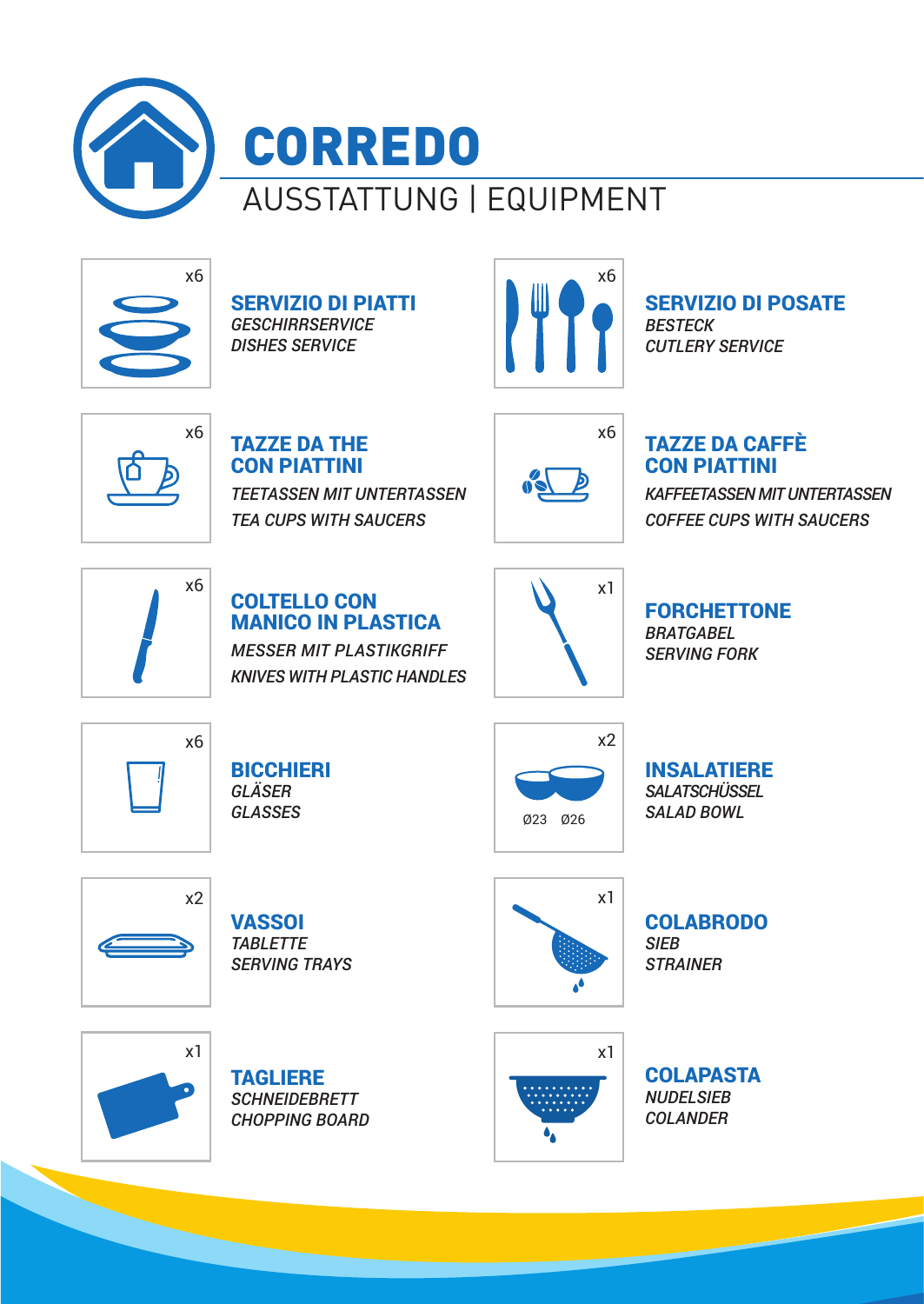# CORREDO

## AUSSTATTUNG | EQUIPMENT

x6

### SERVIZIO DI PIATTI
*GESCHIRRSERVICE*
*DISHES SERVICE*

x6

### SERVIZIO DI POSATE
*BESTECK*
*CUTLERY SERVICE*

x6

### TAZZE DA THE CON PIATTINI
*TEETASSEN MIT UNTERTASSEN*
*TEA CUPS WITH SAUCERS*

x6

### TAZZE DA CAFFÈ CON PIATTINI
*KAFFEETASSEN MIT UNTERTASSEN*
*COFFEE CUPS WITH SAUCERS*

x6

### COLTELLO CON MANICO IN PLASTICA
*MESSER MIT PLASTIKGRIFF*
*KNIVES WITH PLASTIC HANDLES*

x1

### FORCHETTONE
*BRATGABEL*
*SERVING FORK*

x6

### BICCHIERI
*GLÄSER*
*GLASSES*

x2

Ø23 Ø26

### INSALATIERE
*SALATSCHÜSSEL*
*SALAD BOWL*

x2

### VASSOI
*TABLETTE*
*SERVING TRAYS*

x1

### COLABRODO
*SIEB*
*STRAINER*

x1

### TAGLIERE
*SCHNEIDEBRETT*
*CHOPPING BOARD*

x1

### COLAPASTA
*NUDELSIEB*
*COLANDER*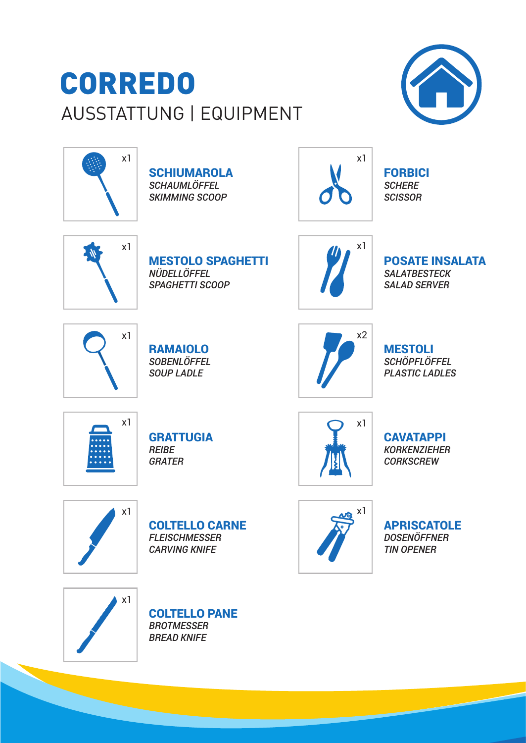# CORREDO

## AUSSTATTUNG | EQUIPMENT

x1

**SCHIUMAROLA**
*SCHAUMLÖFFEL*
*SKIMMING SCOOP*

x1

**FORBICI**
*SCHERE*
*SCISSOR*

x1

**MESTOLO SPAGHETTI**
*NÜDELLÖFFEL*
*SPAGHETTI SCOOP*

x1

**POSATE INSALATA**
*SALATBESTECK*
*SALAD SERVER*

x1

**RAMAIOLO**
*SOBENLÖFFEL*
*SOUP LADLE*

x2

**MESTOLI**
*SCHÖPFLÖFFEL*
*PLASTIC LADLES*

x1

**GRATTUGIA**
*REIBE*
*GRATER*

x1

**CAVATAPPI**
*KORKENZIEHER*
*CORKSCREW*

x1

**COLTELLO CARNE**
*FLEISCHMESSER*
*CARVING KNIFE*

x1

**APRISCATOLE**
*DOSENÖFFNER*
*TIN OPENER*

x1

**COLTELLO PANE**
*BROTMESSER*
*BREAD KNIFE*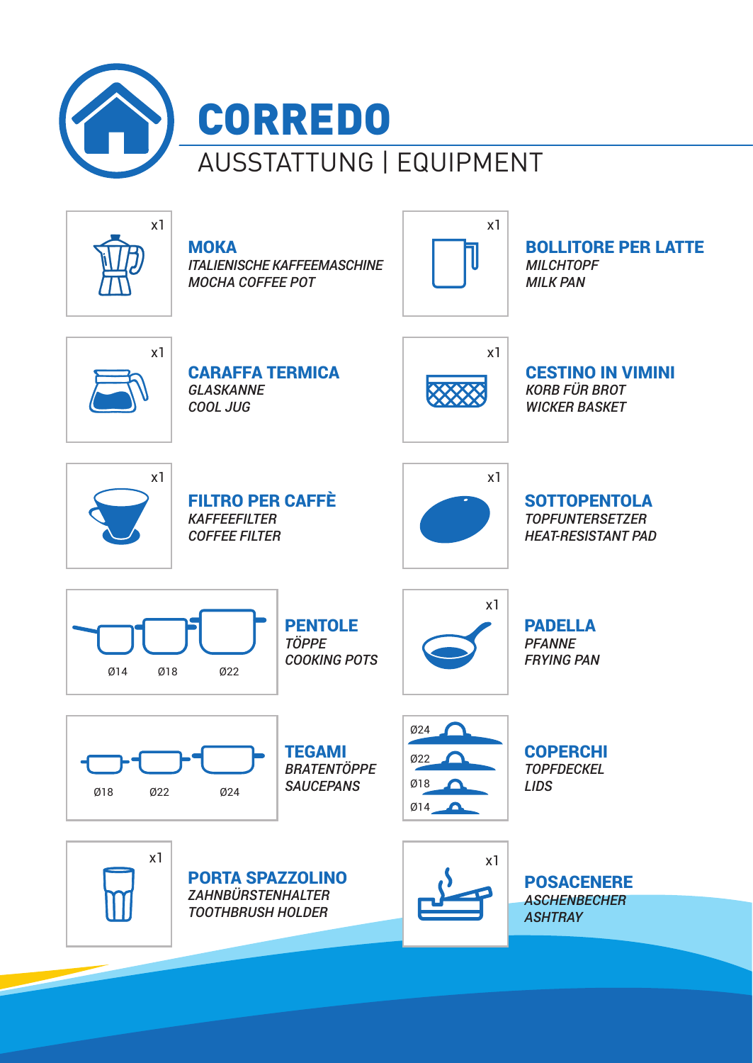# CORREDO

## AUSSTATTUNG | EQUIPMENT

x1

**MOKA**
*ITALIENISCHE KAFFEEMASCHINE*
*MOCHA COFFEE POT*

x1

**BOLLITORE PER LATTE**
*MILCHTOPF*
*MILK PAN*

x1

**CARAFFA TERMICA**
*GLASKANNE*
*COOL JUG*

x1

**CESTINO IN VIMINI**
*KORB FÜR BROT*
*WICKER BASKET*

x1

**FILTRO PER CAFFÈ**
*KAFFEEFILTER*
*COFFEE FILTER*

x1

**SOTTOPENTOLA**
*TOPFUNTERSETZER*
*HEAT-RESISTANT PAD*

Ø14 Ø18 Ø22

**PENTOLE**
*TÖPPE*
*COOKING POTS*

x1

**PADELLA**
*PFANNE*
*FRYING PAN*

Ø18 Ø22 Ø24

**TEGAMI**
*BRATENTÖPPE*
*SAUCEPANS*

Ø24 Ø22 Ø18 Ø14

**COPERCHI**
*TOPFDECKEL*
*LIDS*

x1

**PORTA SPAZZOLINO**
*ZAHNBÜRSTENHALTER*
*TOOTHBRUSH HOLDER*

x1

**POSACENERE**
*ASCHENBECHER*
*ASHTRAY*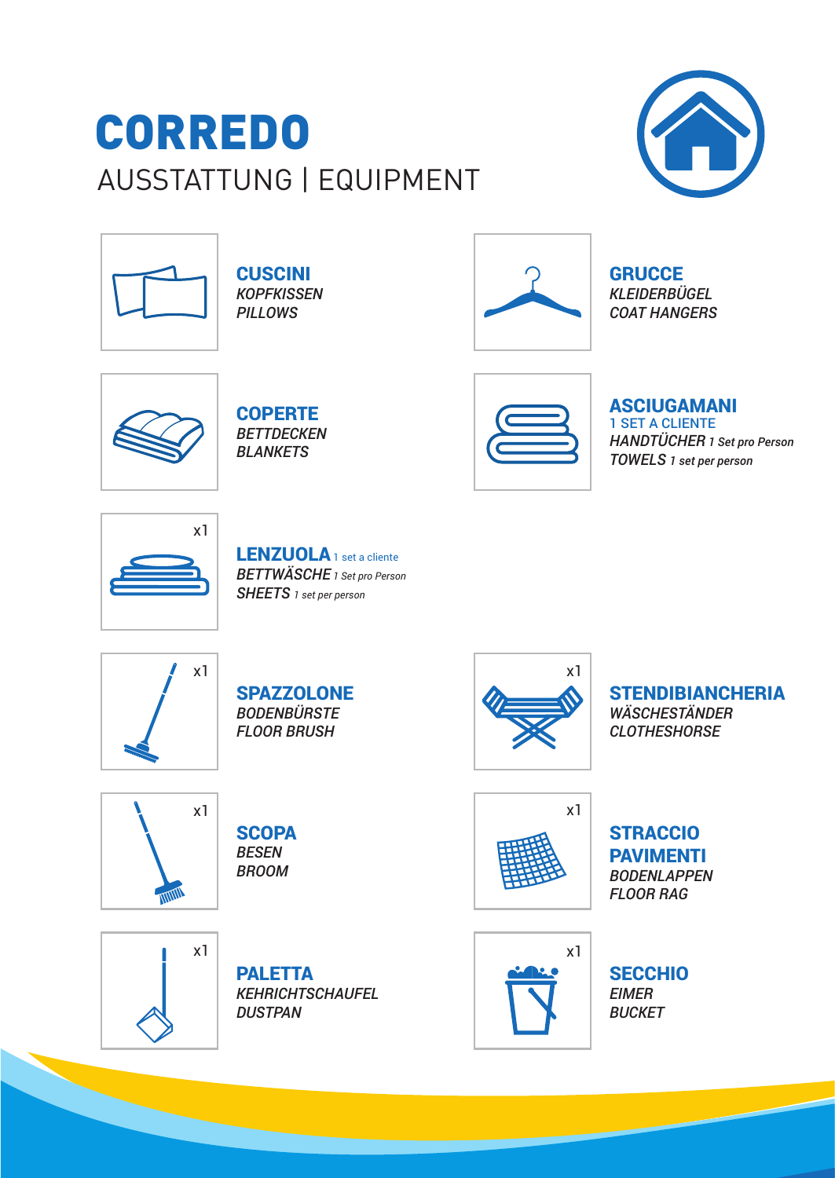# CORREDO

AUSSTATTUNG | EQUIPMENT

**CUSCINI**
*KOPFKISSEN*
*PILLOWS*

**GRUCCE**
*KLEIDERBÜGEL*
*COAT HANGERS*

**COPERTE**
*BETTDECKEN*
*BLANKETS*

**ASCIUGAMANI**
1 SET A CLIENTE
*HANDTÜCHER 1 Set pro Person*
*TOWELS 1 set per person*

x1

**LENZUOLA** 1 set a cliente
*BETTWÄSCHE 1 Set pro Person*
*SHEETS 1 set per person*

x1

**SPAZZOLONE**
*BODENBÜRSTE*
*FLOOR BRUSH*

x1

**STENDIBIANCHERIA**
*WÄSCHESTÄNDER*
*CLOTHESHORSE*

x1

**SCOPA**
*BESEN*
*BROOM*

x1

**STRACCIO PAVIMENTI**
*BODENLAPPEN*
*FLOOR RAG*

x1

**PALETTA**
*KEHRICHTSCHAUFEL*
*DUSTPAN*

x1

**SECCHIO**
*EIMER*
*BUCKET*